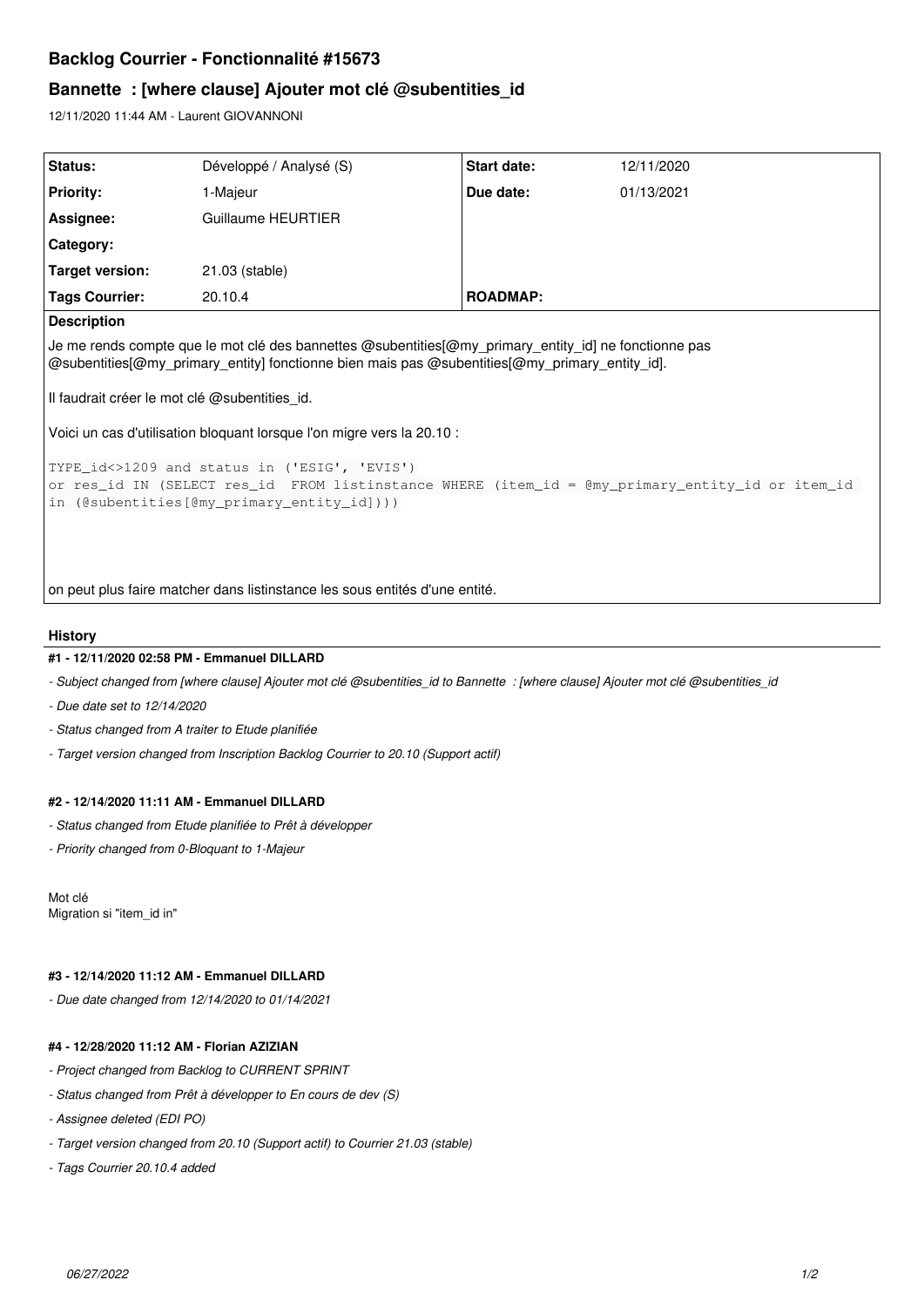# Backlog Courrier - Fonctionnalité #15673

## Bannette : [where clause] Ajouter mot clé @subentities_id

12/11/2020 11:44 AM - Laurent GIOVANNONI

| Status: | Développé / Analysé (S) | Start date: | 12/11/2020 |
|---|---|---|---|
| Priority: | 1-Majeur | Due date: | 01/13/2021 |
| Assignee: | Guillaume HEURTIER | | |
| Category: | | | |
| Target version: | 21.03 (stable) | | |
| Tags Courrier: | 20.10.4 | ROADMAP: | |

**Description**

Je me rends compte que le mot clé des bannettes @subentities[@my_primary_entity_id] ne fonctionne pas
@subentities[@my_primary_entity] fonctionne bien mais pas @subentities[@my_primary_entity_id].

Il faudrait créer le mot clé @subentities_id.

Voici un cas d'utilisation bloquant lorsque l'on migre vers la 20.10 :

```
TYPE_id<>1209 and status in ('ESIG', 'EVIS')
or res_id IN (SELECT res_id  FROM listinstance WHERE (item_id = @my_primary_entity_id or item_id
in (@subentities[@my_primary_entity_id])))
```

on peut plus faire matcher dans listinstance les sous entités d'une entité.

## History

### #1 - 12/11/2020 02:58 PM - Emmanuel DILLARD

- *Subject changed from [where clause] Ajouter mot clé @subentities_id to Bannette : [where clause] Ajouter mot clé @subentities_id*
- *Due date set to 12/14/2020*
- *Status changed from A traiter to Etude planifiée*
- *Target version changed from Inscription Backlog Courrier to 20.10 (Support actif)*

### #2 - 12/14/2020 11:11 AM - Emmanuel DILLARD

- *Status changed from Etude planifiée to Prêt à développer*
- *Priority changed from 0-Bloquant to 1-Majeur*

Mot clé
Migration si "item_id in"

### #3 - 12/14/2020 11:12 AM - Emmanuel DILLARD

- *Due date changed from 12/14/2020 to 01/14/2021*

### #4 - 12/28/2020 11:12 AM - Florian AZIZIAN

- *Project changed from Backlog to CURRENT SPRINT*
- *Status changed from Prêt à développer to En cours de dev (S)*
- *Assignee deleted (EDI PO)*
- *Target version changed from 20.10 (Support actif) to Courrier 21.03 (stable)*
- *Tags Courrier 20.10.4 added*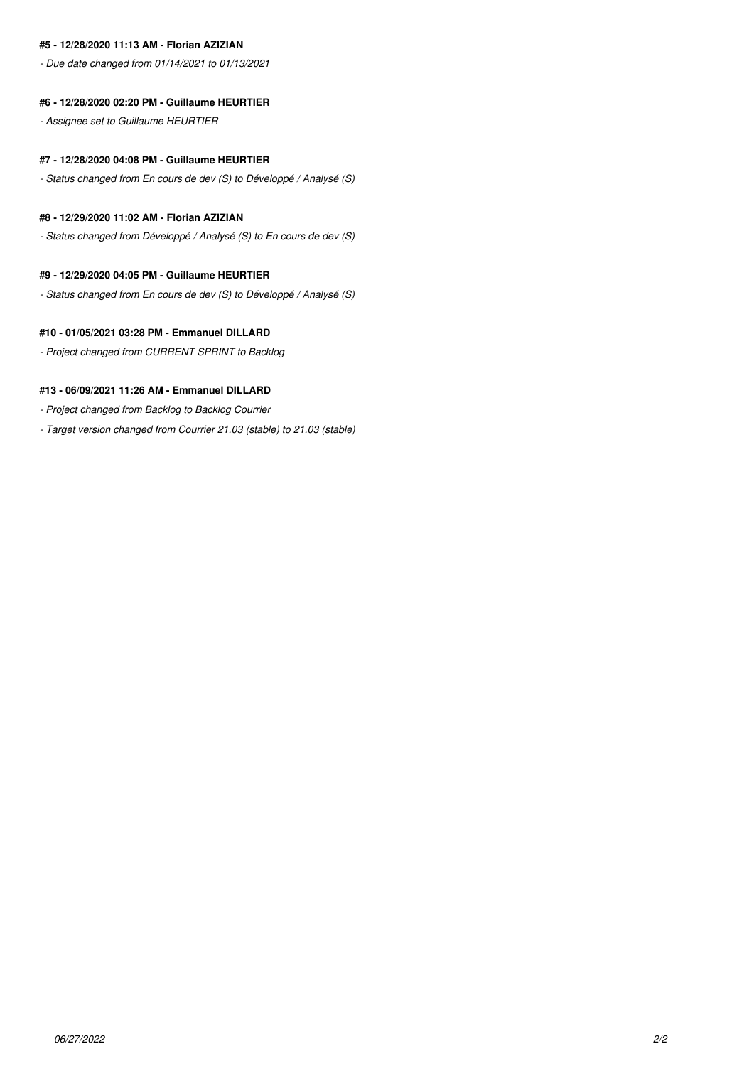**#5 - 12/28/2020 11:13 AM - Florian AZIZIAN**

*- Due date changed from 01/14/2021 to 01/13/2021*

**#6 - 12/28/2020 02:20 PM - Guillaume HEURTIER**

*- Assignee set to Guillaume HEURTIER*

**#7 - 12/28/2020 04:08 PM - Guillaume HEURTIER**

*- Status changed from En cours de dev (S) to Développé / Analysé (S)*

**#8 - 12/29/2020 11:02 AM - Florian AZIZIAN**

*- Status changed from Développé / Analysé (S) to En cours de dev (S)*

**#9 - 12/29/2020 04:05 PM - Guillaume HEURTIER**

*- Status changed from En cours de dev (S) to Développé / Analysé (S)*

**#10 - 01/05/2021 03:28 PM - Emmanuel DILLARD**

*- Project changed from CURRENT SPRINT to Backlog*

**#13 - 06/09/2021 11:26 AM - Emmanuel DILLARD**

*- Project changed from Backlog to Backlog Courrier*

*- Target version changed from Courrier 21.03 (stable) to 21.03 (stable)*